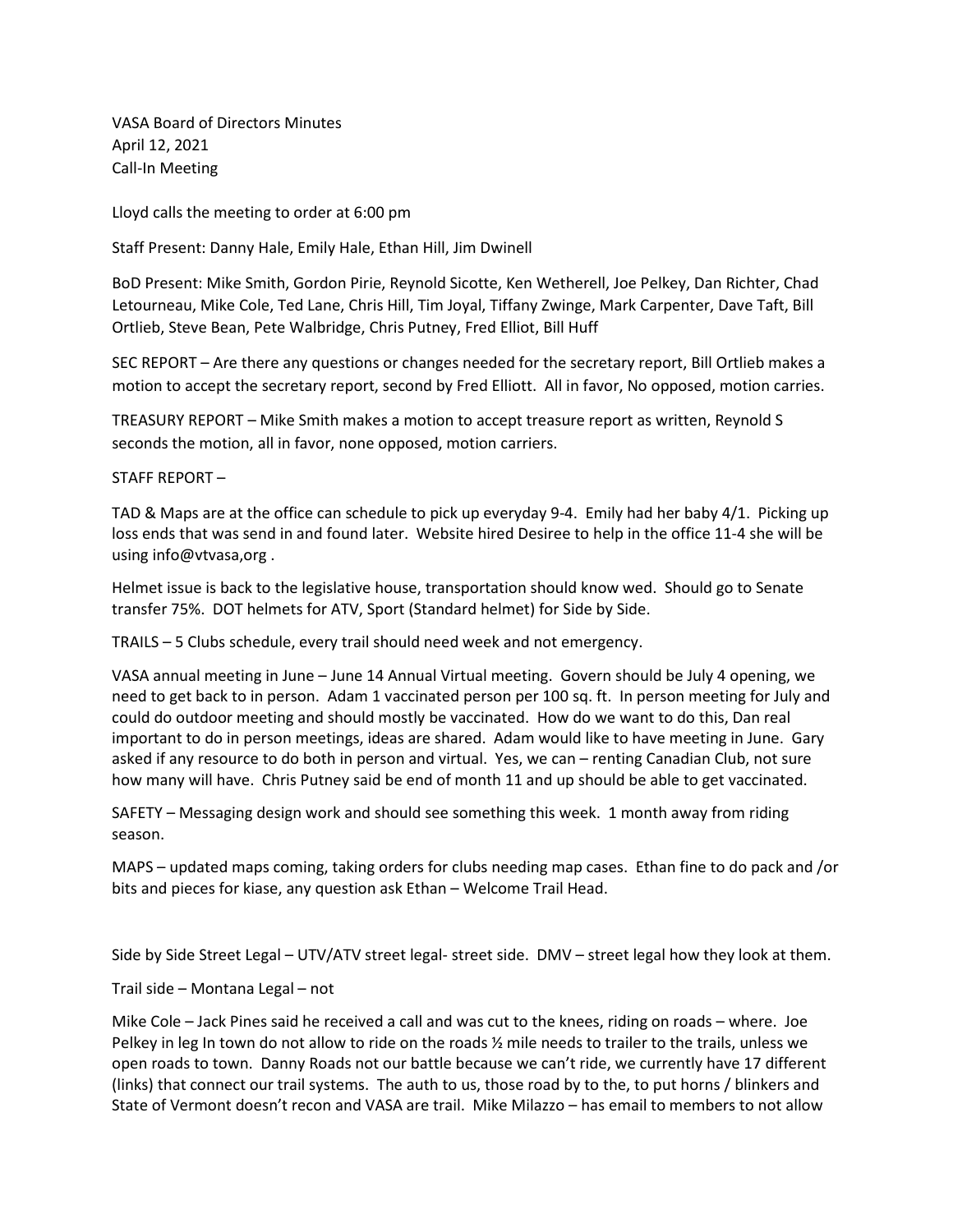VASA Board of Directors Minutes
April 12, 2021
Call-In Meeting

Lloyd calls the meeting to order at 6:00 pm

Staff Present: Danny Hale, Emily Hale, Ethan Hill, Jim Dwinell

BoD Present: Mike Smith, Gordon Pirie, Reynold Sicotte, Ken Wetherell, Joe Pelkey, Dan Richter, Chad Letourneau, Mike Cole, Ted Lane, Chris Hill, Tim Joyal, Tiffany Zwinge, Mark Carpenter, Dave Taft, Bill Ortlieb, Steve Bean, Pete Walbridge, Chris Putney, Fred Elliot, Bill Huff

SEC REPORT – Are there any questions or changes needed for the secretary report, Bill Ortlieb makes a motion to accept the secretary report, second by Fred Elliott. All in favor, No opposed, motion carries.

TREASURY REPORT – Mike Smith makes a motion to accept treasure report as written, Reynold S seconds the motion, all in favor, none opposed, motion carriers.

STAFF REPORT –

TAD & Maps are at the office can schedule to pick up everyday 9-4. Emily had her baby 4/1. Picking up loss ends that was send in and found later. Website hired Desiree to help in the office 11-4 she will be using info@vtvasa,org .

Helmet issue is back to the legislative house, transportation should know wed. Should go to Senate transfer 75%. DOT helmets for ATV, Sport (Standard helmet) for Side by Side.

TRAILS – 5 Clubs schedule, every trail should need week and not emergency.

VASA annual meeting in June – June 14 Annual Virtual meeting. Govern should be July 4 opening, we need to get back to in person. Adam 1 vaccinated person per 100 sq. ft. In person meeting for July and could do outdoor meeting and should mostly be vaccinated. How do we want to do this, Dan real important to do in person meetings, ideas are shared. Adam would like to have meeting in June. Gary asked if any resource to do both in person and virtual. Yes, we can – renting Canadian Club, not sure how many will have. Chris Putney said be end of month 11 and up should be able to get vaccinated.

SAFETY – Messaging design work and should see something this week. 1 month away from riding season.

MAPS – updated maps coming, taking orders for clubs needing map cases. Ethan fine to do pack and /or bits and pieces for kiase, any question ask Ethan – Welcome Trail Head.

Side by Side Street Legal – UTV/ATV street legal- street side. DMV – street legal how they look at them.

Trail side – Montana Legal – not

Mike Cole – Jack Pines said he received a call and was cut to the knees, riding on roads – where. Joe Pelkey in leg In town do not allow to ride on the roads ½ mile needs to trailer to the trails, unless we open roads to town. Danny Roads not our battle because we can't ride, we currently have 17 different (links) that connect our trail systems. The auth to us, those road by to the, to put horns / blinkers and State of Vermont doesn't recon and VASA are trail. Mike Milazzo – has email to members to not allow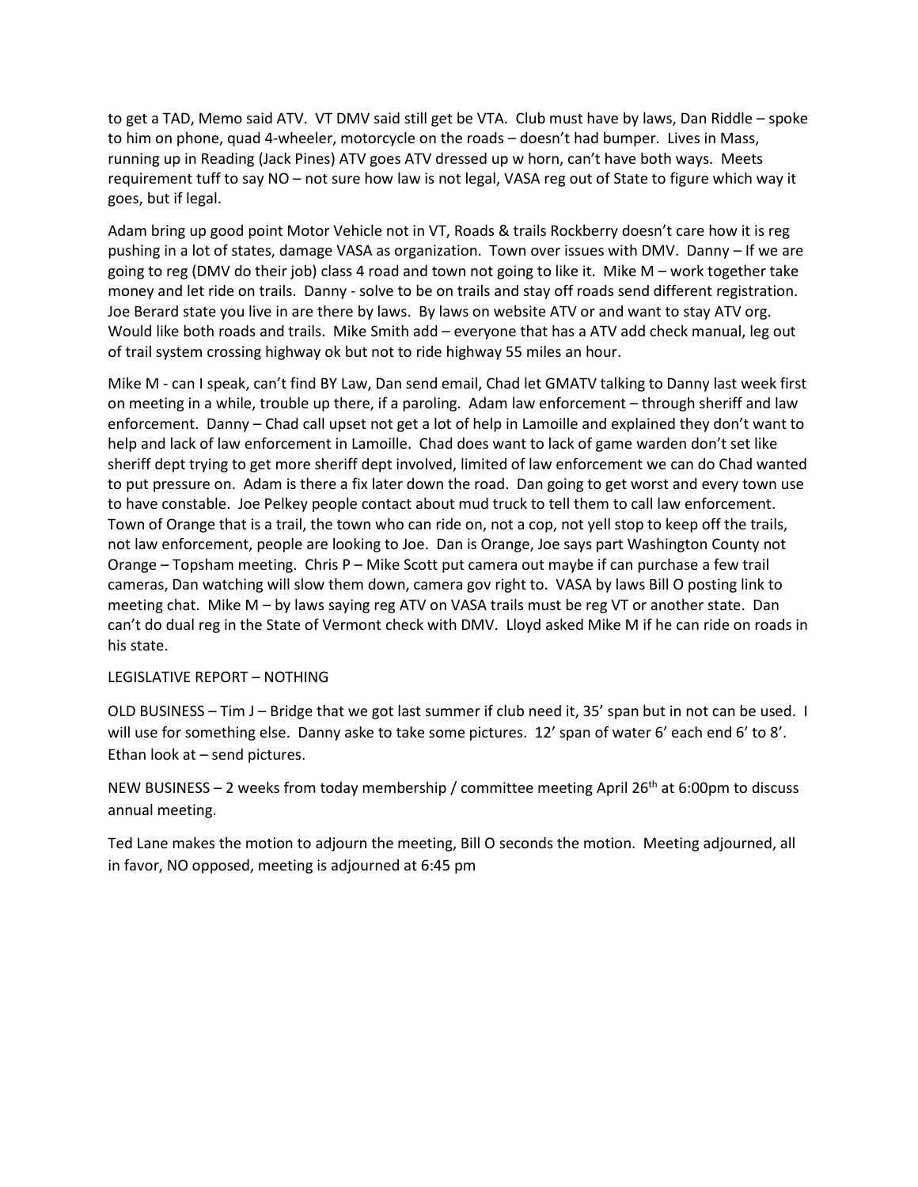to get a TAD, Memo said ATV. VT DMV said still get be VTA. Club must have by laws, Dan Riddle – spoke to him on phone, quad 4-wheeler, motorcycle on the roads – doesn't had bumper. Lives in Mass, running up in Reading (Jack Pines) ATV goes ATV dressed up w horn, can't have both ways. Meets requirement tuff to say NO – not sure how law is not legal, VASA reg out of State to figure which way it goes, but if legal.

Adam bring up good point Motor Vehicle not in VT, Roads & trails Rockberry doesn't care how it is reg pushing in a lot of states, damage VASA as organization. Town over issues with DMV. Danny – If we are going to reg (DMV do their job) class 4 road and town not going to like it. Mike M – work together take money and let ride on trails. Danny - solve to be on trails and stay off roads send different registration. Joe Berard state you live in are there by laws. By laws on website ATV or and want to stay ATV org. Would like both roads and trails. Mike Smith add – everyone that has a ATV add check manual, leg out of trail system crossing highway ok but not to ride highway 55 miles an hour.

Mike M - can I speak, can't find BY Law, Dan send email, Chad let GMATV talking to Danny last week first on meeting in a while, trouble up there, if a paroling. Adam law enforcement – through sheriff and law enforcement. Danny – Chad call upset not get a lot of help in Lamoille and explained they don't want to help and lack of law enforcement in Lamoille. Chad does want to lack of game warden don't set like sheriff dept trying to get more sheriff dept involved, limited of law enforcement we can do Chad wanted to put pressure on. Adam is there a fix later down the road. Dan going to get worst and every town use to have constable. Joe Pelkey people contact about mud truck to tell them to call law enforcement. Town of Orange that is a trail, the town who can ride on, not a cop, not yell stop to keep off the trails, not law enforcement, people are looking to Joe. Dan is Orange, Joe says part Washington County not Orange – Topsham meeting. Chris P – Mike Scott put camera out maybe if can purchase a few trail cameras, Dan watching will slow them down, camera gov right to. VASA by laws Bill O posting link to meeting chat. Mike M – by laws saying reg ATV on VASA trails must be reg VT or another state. Dan can't do dual reg in the State of Vermont check with DMV. Lloyd asked Mike M if he can ride on roads in his state.

LEGISLATIVE REPORT – NOTHING

OLD BUSINESS – Tim J – Bridge that we got last summer if club need it, 35' span but in not can be used. I will use for something else. Danny aske to take some pictures. 12' span of water 6' each end 6' to 8'. Ethan look at – send pictures.

NEW BUSINESS – 2 weeks from today membership / committee meeting April 26th at 6:00pm to discuss annual meeting.

Ted Lane makes the motion to adjourn the meeting, Bill O seconds the motion. Meeting adjourned, all in favor, NO opposed, meeting is adjourned at 6:45 pm